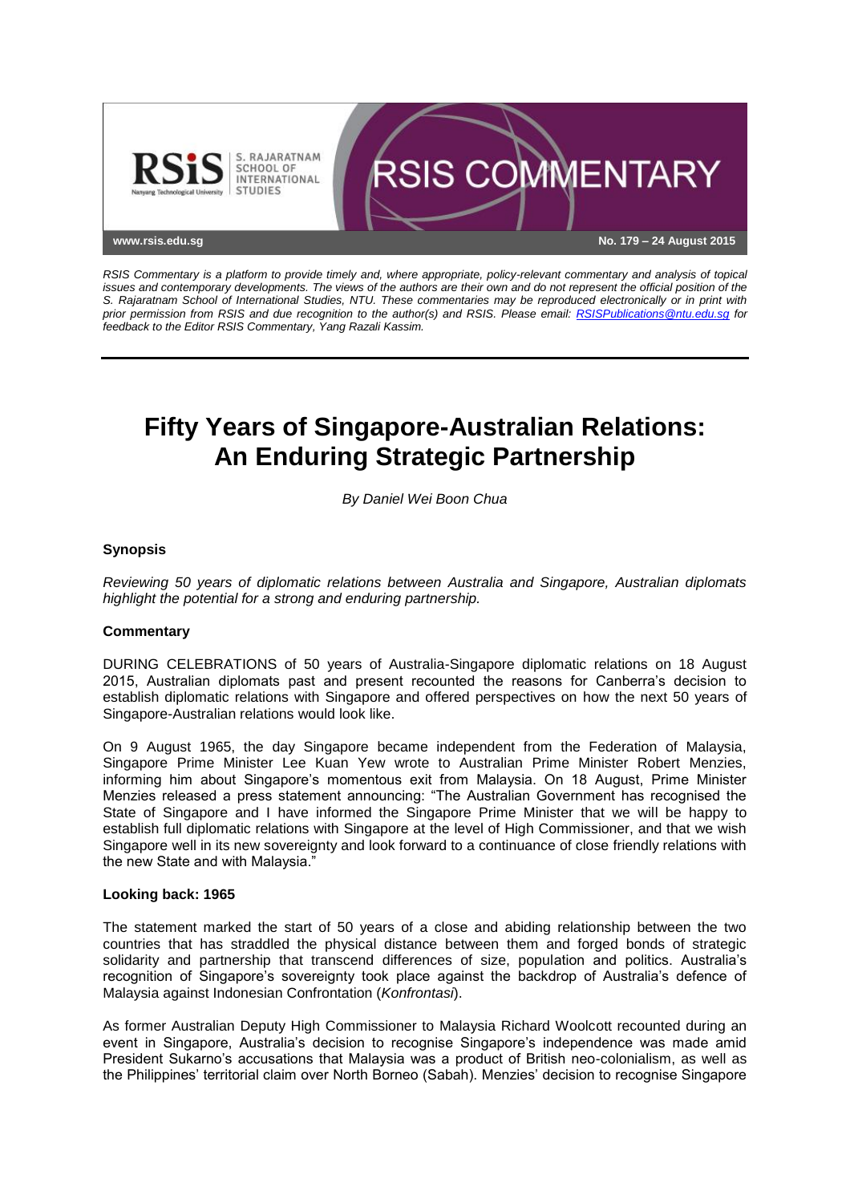*RSIS Commentary is a platform to provide timely and, where appropriate, policy-relevant commentary and analysis of topical issues and contemporary developments. The views of the authors are their own and do not represent the official position of the S. Rajaratnam School of International Studies, NTU. These commentaries may be reproduced electronically or in print with prior permission from RSIS and due recognition to the author(s) and RSIS. Please email: RSISPublications@ntu.edu.sg for feedback to the Editor RSIS Commentary, Yang Razali Kassim.*

# Fifty Years of Singapore-Australian Relations: An Enduring Strategic Partnership

*By Daniel Wei Boon Chua*

### Synopsis

*Reviewing 50 years of diplomatic relations between Australia and Singapore, Australian diplomats highlight the potential for a strong and enduring partnership.*

### Commentary

DURING CELEBRATIONS of 50 years of Australia-Singapore diplomatic relations on 18 August 2015, Australian diplomats past and present recounted the reasons for Canberra's decision to establish diplomatic relations with Singapore and offered perspectives on how the next 50 years of Singapore-Australian relations would look like.

On 9 August 1965, the day Singapore became independent from the Federation of Malaysia, Singapore Prime Minister Lee Kuan Yew wrote to Australian Prime Minister Robert Menzies, informing him about Singapore's momentous exit from Malaysia. On 18 August, Prime Minister Menzies released a press statement announcing: "The Australian Government has recognised the State of Singapore and I have informed the Singapore Prime Minister that we will be happy to establish full diplomatic relations with Singapore at the level of High Commissioner, and that we wish Singapore well in its new sovereignty and look forward to a continuance of close friendly relations with the new State and with Malaysia."

### Looking back: 1965

The statement marked the start of 50 years of a close and abiding relationship between the two countries that has straddled the physical distance between them and forged bonds of strategic solidarity and partnership that transcend differences of size, population and politics. Australia's recognition of Singapore's sovereignty took place against the backdrop of Australia's defence of Malaysia against Indonesian Confrontation (*Konfrontasi*).

As former Australian Deputy High Commissioner to Malaysia Richard Woolcott recounted during an event in Singapore, Australia's decision to recognise Singapore's independence was made amid President Sukarno's accusations that Malaysia was a product of British neo-colonialism, as well as the Philippines' territorial claim over North Borneo (Sabah). Menzies' decision to recognise Singapore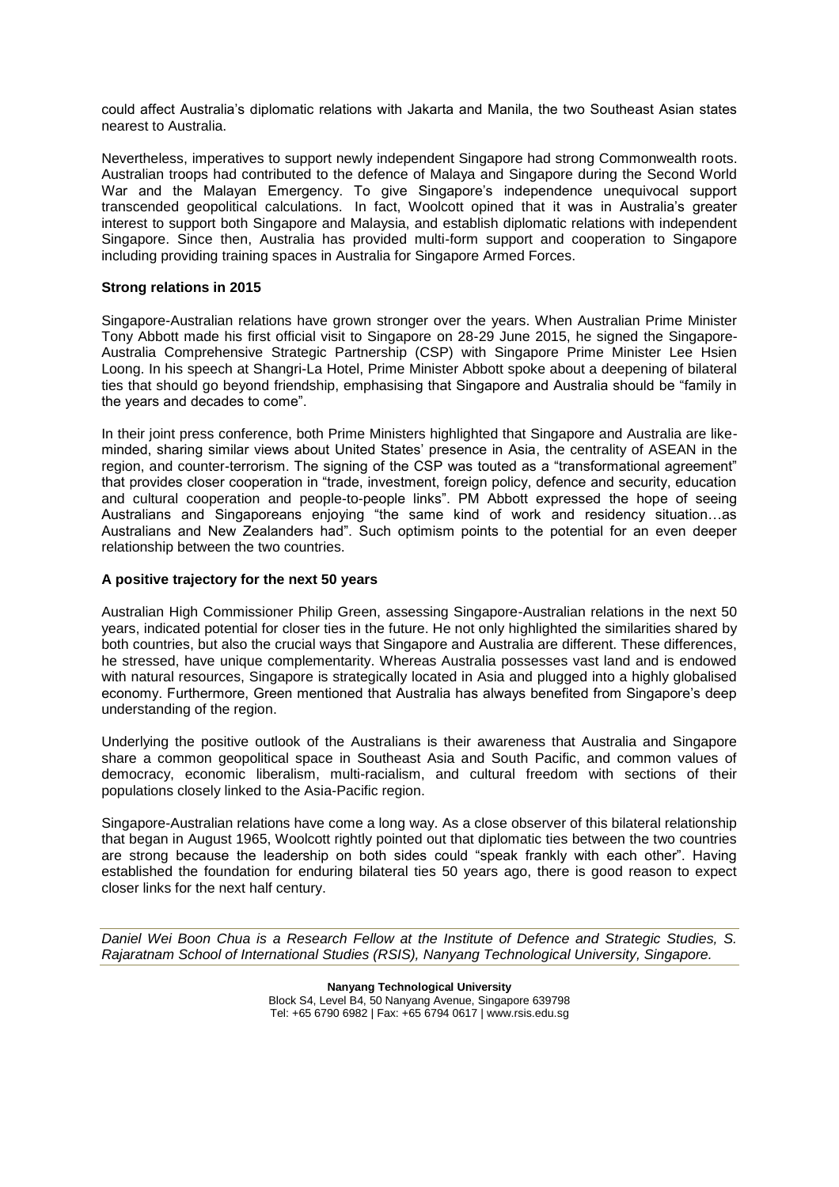could affect Australia's diplomatic relations with Jakarta and Manila, the two Southeast Asian states nearest to Australia.

Nevertheless, imperatives to support newly independent Singapore had strong Commonwealth roots. Australian troops had contributed to the defence of Malaya and Singapore during the Second World War and the Malayan Emergency. To give Singapore's independence unequivocal support transcended geopolitical calculations. In fact, Woolcott opined that it was in Australia's greater interest to support both Singapore and Malaysia, and establish diplomatic relations with independent Singapore. Since then, Australia has provided multi-form support and cooperation to Singapore including providing training spaces in Australia for Singapore Armed Forces.

**Strong relations in 2015**

Singapore-Australian relations have grown stronger over the years. When Australian Prime Minister Tony Abbott made his first official visit to Singapore on 28-29 June 2015, he signed the Singapore-Australia Comprehensive Strategic Partnership (CSP) with Singapore Prime Minister Lee Hsien Loong. In his speech at Shangri-La Hotel, Prime Minister Abbott spoke about a deepening of bilateral ties that should go beyond friendship, emphasising that Singapore and Australia should be "family in the years and decades to come".

In their joint press conference, both Prime Ministers highlighted that Singapore and Australia are like-minded, sharing similar views about United States' presence in Asia, the centrality of ASEAN in the region, and counter-terrorism. The signing of the CSP was touted as a "transformational agreement" that provides closer cooperation in "trade, investment, foreign policy, defence and security, education and cultural cooperation and people-to-people links". PM Abbott expressed the hope of seeing Australians and Singaporeans enjoying "the same kind of work and residency situation…as Australians and New Zealanders had". Such optimism points to the potential for an even deeper relationship between the two countries.

**A positive trajectory for the next 50 years**

Australian High Commissioner Philip Green, assessing Singapore-Australian relations in the next 50 years, indicated potential for closer ties in the future. He not only highlighted the similarities shared by both countries, but also the crucial ways that Singapore and Australia are different. These differences, he stressed, have unique complementarity. Whereas Australia possesses vast land and is endowed with natural resources, Singapore is strategically located in Asia and plugged into a highly globalised economy. Furthermore, Green mentioned that Australia has always benefited from Singapore's deep understanding of the region.

Underlying the positive outlook of the Australians is their awareness that Australia and Singapore share a common geopolitical space in Southeast Asia and South Pacific, and common values of democracy, economic liberalism, multi-racialism, and cultural freedom with sections of their populations closely linked to the Asia-Pacific region.

Singapore-Australian relations have come a long way. As a close observer of this bilateral relationship that began in August 1965, Woolcott rightly pointed out that diplomatic ties between the two countries are strong because the leadership on both sides could "speak frankly with each other". Having established the foundation for enduring bilateral ties 50 years ago, there is good reason to expect closer links for the next half century.

*Daniel Wei Boon Chua is a Research Fellow at the Institute of Defence and Strategic Studies, S. Rajaratnam School of International Studies (RSIS), Nanyang Technological University, Singapore.*

**Nanyang Technological University**
Block S4, Level B4, 50 Nanyang Avenue, Singapore 639798
Tel: +65 6790 6982 | Fax: +65 6794 0617 | www.rsis.edu.sg